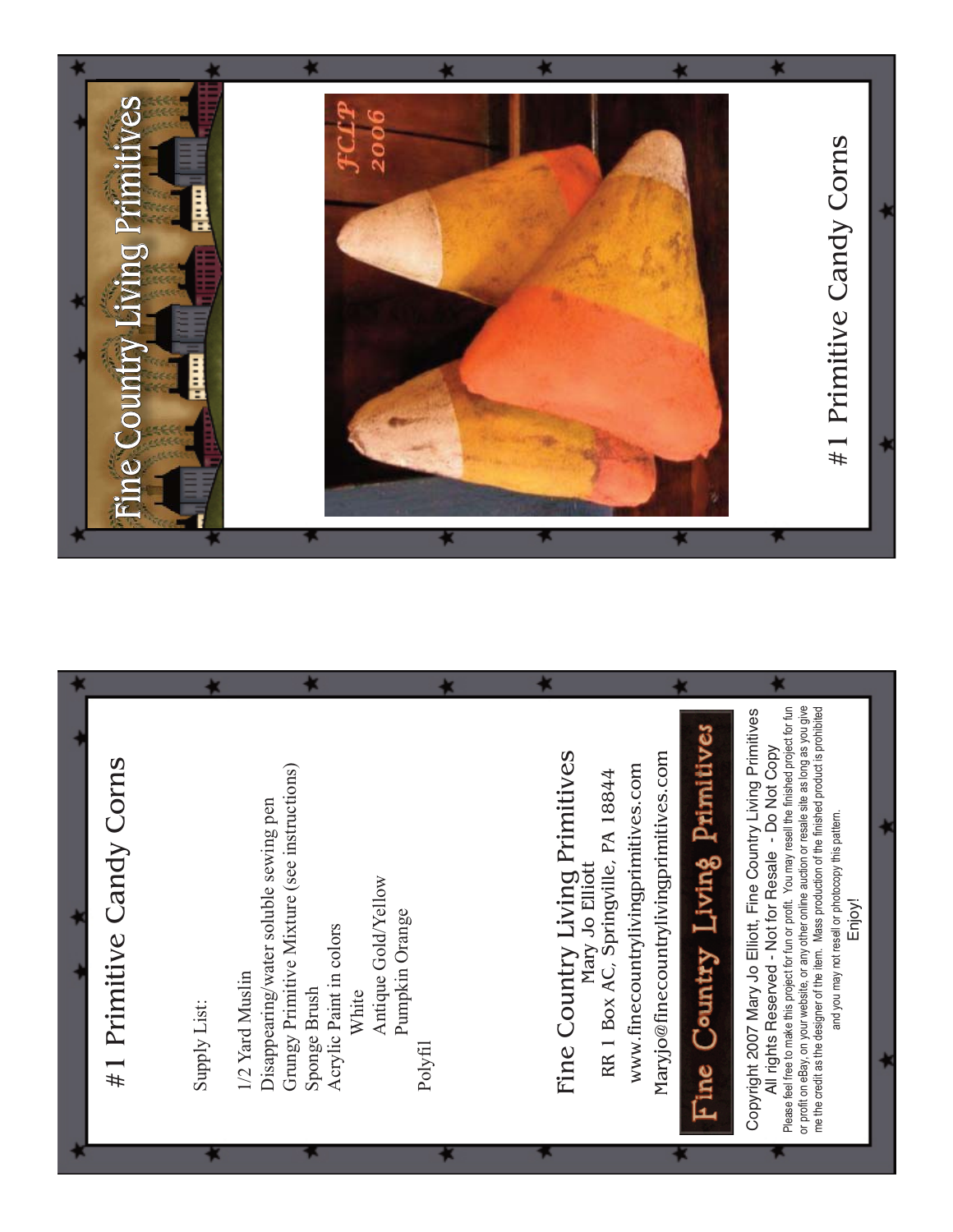# #1 Primitive Candy Corns

Supply List:

1/2 Yard Muslin
Disappearing/water soluble sewing pen
Grungy Primitive Mixture (see instructions)
Sponge Brush
Acrylic Paint in colors
- White
- Antique Gold/Yellow
- Pumpkin Orange

Polyfil

## Fine Country Living Primitives

Mary Jo Elliott
RR 1 Box AC, Springville, PA 18844
www.finecountrylivingprimitives.com
Maryjo@finecountrylivingprimitives.com

Fine Country Living Primitives

Copyright 2007 Mary Jo Elliott, Fine Country Living Primitives
All rights Reserved - Not for Resale - Do Not Copy

Please feel free to make this project for fun or profit. You may resell the finished project for fun or profit on eBay, on your website, or any other online auction or resale site as long as you give me the credit as the designer of the item. Mass production of the finished product is prohibited and you may not resell or photocopy this pattern.

Enjoy!

# Fine Country Living Primitives

FCLP 2006

# #1 Primitive Candy Corns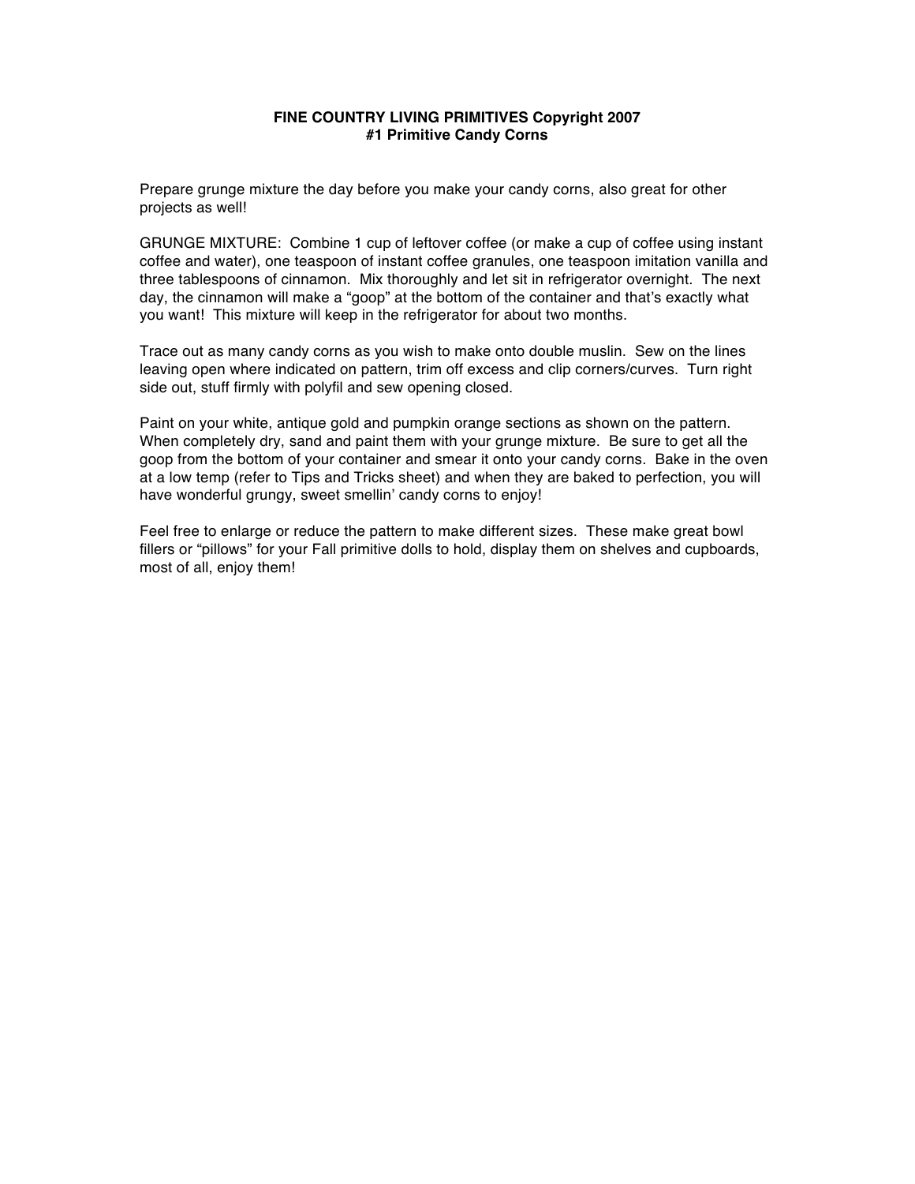**FINE COUNTRY LIVING PRIMITIVES Copyright 2007**
**#1 Primitive Candy Corns**

Prepare grunge mixture the day before you make your candy corns, also great for other projects as well!

GRUNGE MIXTURE: Combine 1 cup of leftover coffee (or make a cup of coffee using instant coffee and water), one teaspoon of instant coffee granules, one teaspoon imitation vanilla and three tablespoons of cinnamon. Mix thoroughly and let sit in refrigerator overnight. The next day, the cinnamon will make a “goop” at the bottom of the container and that’s exactly what you want! This mixture will keep in the refrigerator for about two months.

Trace out as many candy corns as you wish to make onto double muslin. Sew on the lines leaving open where indicated on pattern, trim off excess and clip corners/curves. Turn right side out, stuff firmly with polyfil and sew opening closed.

Paint on your white, antique gold and pumpkin orange sections as shown on the pattern. When completely dry, sand and paint them with your grunge mixture. Be sure to get all the goop from the bottom of your container and smear it onto your candy corns. Bake in the oven at a low temp (refer to Tips and Tricks sheet) and when they are baked to perfection, you will have wonderful grungy, sweet smellin’ candy corns to enjoy!

Feel free to enlarge or reduce the pattern to make different sizes. These make great bowl fillers or “pillows” for your Fall primitive dolls to hold, display them on shelves and cupboards, most of all, enjoy them!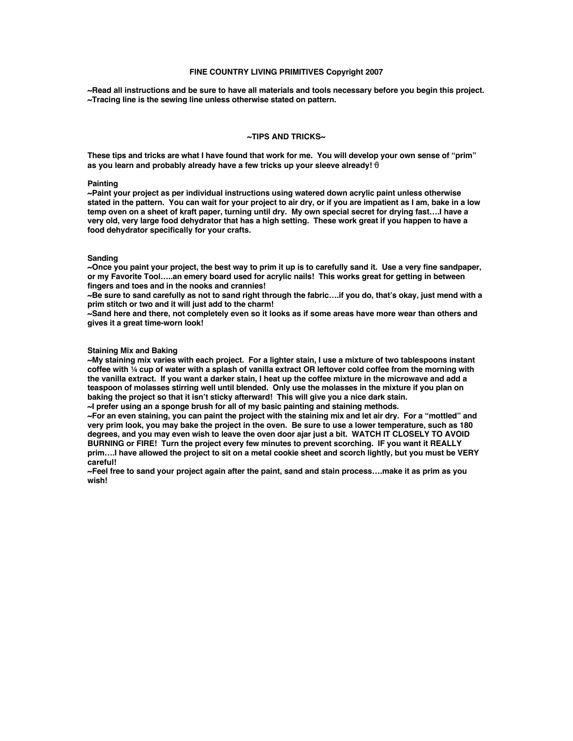**FINE COUNTRY LIVING PRIMITIVES Copyright 2007**

**~Read all instructions and be sure to have all materials and tools necessary before you begin this project.**
**~Tracing line is the sewing line unless otherwise stated on pattern.**

## ~TIPS AND TRICKS~

**These tips and tricks are what I have found that work for me. You will develop your own sense of "prim" as you learn and probably already have a few tricks up your sleeve already! ϑ**

### Painting

**~Paint your project as per individual instructions using watered down acrylic paint unless otherwise stated in the pattern. You can wait for your project to air dry, or if you are impatient as I am, bake in a low temp oven on a sheet of kraft paper, turning until dry. My own special secret for drying fast….I have a very old, very large food dehydrator that has a high setting. These work great if you happen to have a food dehydrator specifically for your crafts.**

### Sanding

**~Once you paint your project, the best way to prim it up is to carefully sand it. Use a very fine sandpaper, or my Favorite Tool…..an emery board used for acrylic nails! This works great for getting in between fingers and toes and in the nooks and crannies!**
**~Be sure to sand carefully as not to sand right through the fabric….if you do, that's okay, just mend with a prim stitch or two and it will just add to the charm!**
**~Sand here and there, not completely even so it looks as if some areas have more wear than others and gives it a great time-worn look!**

### Staining Mix and Baking

**~My staining mix varies with each project. For a lighter stain, I use a mixture of two tablespoons instant coffee with ¼ cup of water with a splash of vanilla extract OR leftover cold coffee from the morning with the vanilla extract. If you want a darker stain, I heat up the coffee mixture in the microwave and add a teaspoon of molasses stirring well until blended. Only use the molasses in the mixture if you plan on baking the project so that it isn't sticky afterward! This will give you a nice dark stain.**
**~I prefer using an a sponge brush for all of my basic painting and staining methods.**
**~For an even staining, you can paint the project with the staining mix and let air dry. For a "mottled" and very prim look, you may bake the project in the oven. Be sure to use a lower temperature, such as 180 degrees, and you may even wish to leave the oven door ajar just a bit. WATCH IT CLOSELY TO AVOID BURNING or FIRE! Turn the project every few minutes to prevent scorching. IF you want it REALLY prim….I have allowed the project to sit on a metal cookie sheet and scorch lightly, but you must be VERY careful!**
**~Feel free to sand your project again after the paint, sand and stain process….make it as prim as you wish!**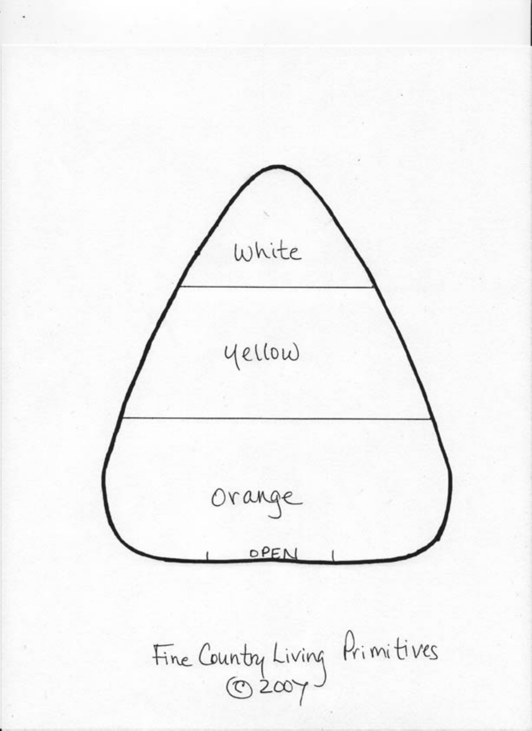White

Yellow

Orange

OPEN

Fine Country Living Primitives
© 2007